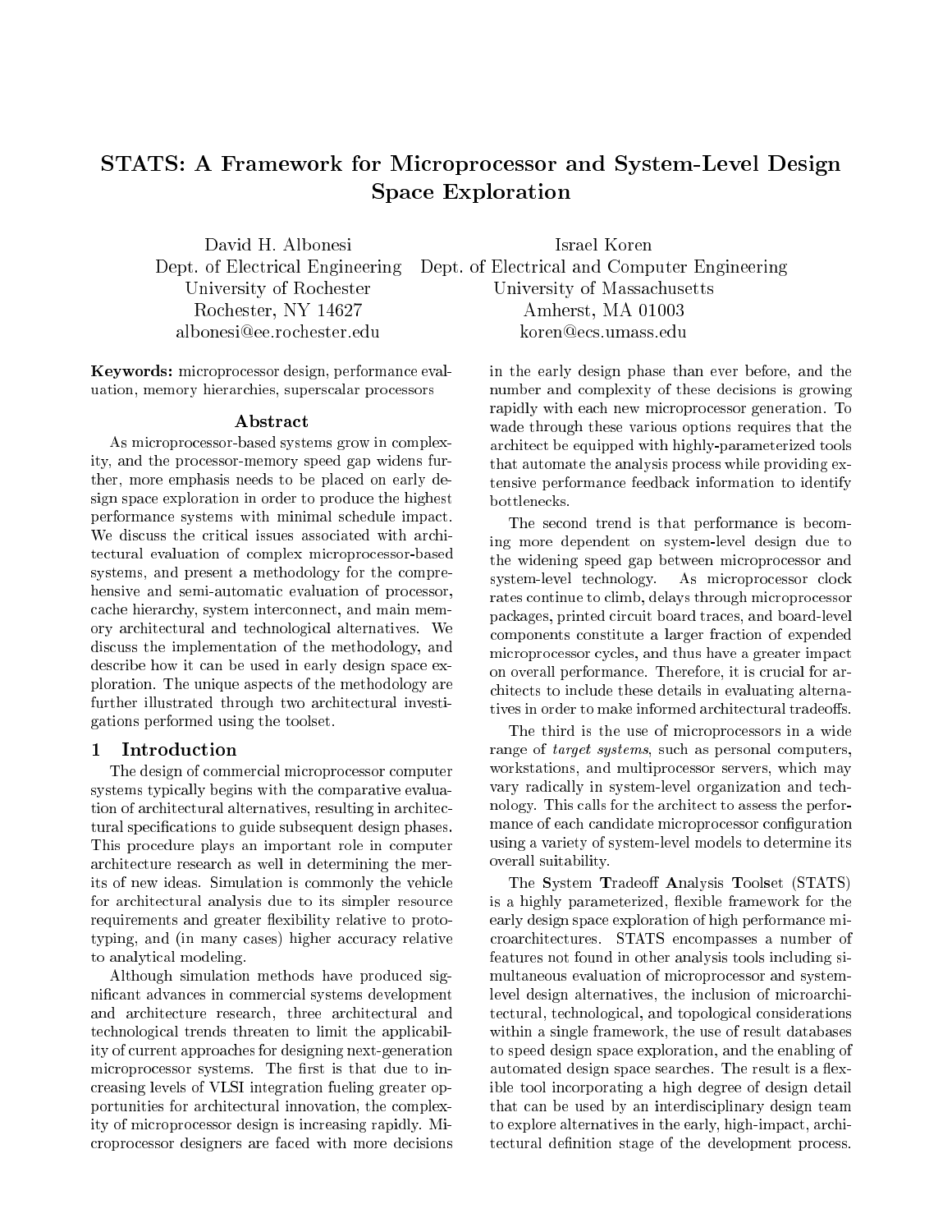# STATS: A Framework for Microprocessor and System-Level Design Space Exploration

David H. Albonesi
Dept. of Electrical Engineering
University of Rochester
Rochester, NY 14627
albonesi@ee.rochester.edu

Israel Koren
Dept. of Electrical and Computer Engineering
University of Massachusetts
Amherst, MA 01003
koren@ecs.umass.edu

**Keywords:** microprocessor design, performance evaluation, memory hierarchies, superscalar processors

## Abstract

As microprocessor-based systems grow in complexity, and the processor-memory speed gap widens further, more emphasis needs to be placed on early design space exploration in order to produce the highest performance systems with minimal schedule impact. We discuss the critical issues associated with architectural evaluation of complex microprocessor-based systems, and present a methodology for the comprehensive and semi-automatic evaluation of processor, cache hierarchy, system interconnect, and main memory architectural and technological alternatives. We discuss the implementation of the methodology, and describe how it can be used in early design space exploration. The unique aspects of the methodology are further illustrated through two architectural investigations performed using the toolset.

## 1 Introduction

The design of commercial microprocessor computer systems typically begins with the comparative evaluation of architectural alternatives, resulting in architectural specifications to guide subsequent design phases. This procedure plays an important role in computer architecture research as well in determining the merits of new ideas. Simulation is commonly the vehicle for architectural analysis due to its simpler resource requirements and greater flexibility relative to prototyping, and (in many cases) higher accuracy relative to analytical modeling.

Although simulation methods have produced significant advances in commercial systems development and architecture research, three architectural and technological trends threaten to limit the applicability of current approaches for designing next-generation microprocessor systems. The first is that due to increasing levels of VLSI integration fueling greater opportunities for architectural innovation, the complexity of microprocessor design is increasing rapidly. Microprocessor designers are faced with more decisions in the early design phase than ever before, and the number and complexity of these decisions is growing rapidly with each new microprocessor generation. To wade through these various options requires that the architect be equipped with highly-parameterized tools that automate the analysis process while providing extensive performance feedback information to identify bottlenecks.

The second trend is that performance is becoming more dependent on system-level design due to the widening speed gap between microprocessor and system-level technology. As microprocessor clock rates continue to climb, delays through microprocessor packages, printed circuit board traces, and board-level components constitute a larger fraction of expended microprocessor cycles, and thus have a greater impact on overall performance. Therefore, it is crucial for architects to include these details in evaluating alternatives in order to make informed architectural tradeoffs.

The third is the use of microprocessors in a wide range of *target systems*, such as personal computers, workstations, and multiprocessor servers, which may vary radically in system-level organization and technology. This calls for the architect to assess the performance of each candidate microprocessor configuration using a variety of system-level models to determine its overall suitability.

The **S**ystem **T**radeoff **A**nalysis **T**ool**s**et (STATS) is a highly parameterized, flexible framework for the early design space exploration of high performance microarchitectures. STATS encompasses a number of features not found in other analysis tools including simultaneous evaluation of microprocessor and system-level design alternatives, the inclusion of microarchitectural, technological, and topological considerations within a single framework, the use of result databases to speed design space exploration, and the enabling of automated design space searches. The result is a flexible tool incorporating a high degree of design detail that can be used by an interdisciplinary design team to explore alternatives in the early, high-impact, architectural definition stage of the development process.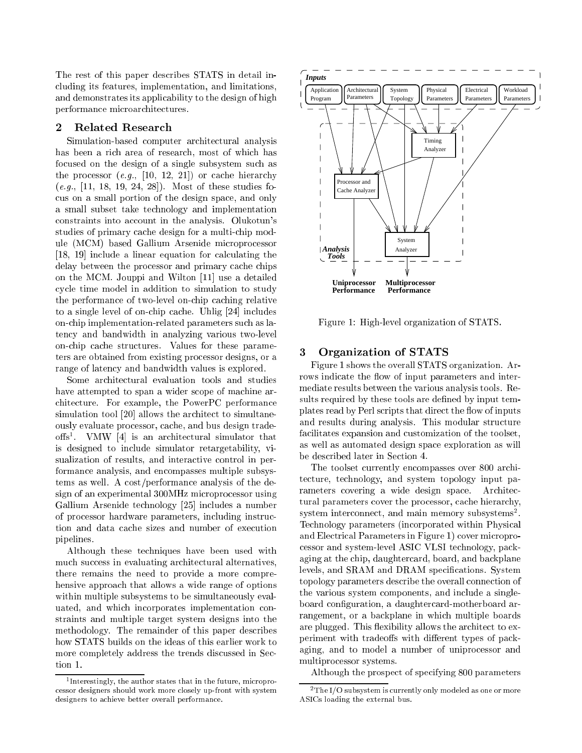The rest of this paper describes STATS in detail including its features, implementation, and limitations, and demonstrates its applicability to the design of high performance microarchitectures.

## 2 Related Research

Simulation-based computer architectural analysis has been a rich area of research, most of which has focused on the design of a single subsystem such as the processor (*e.g.*, [10, 12, 21]) or cache hierarchy (*e.g.*, [11, 18, 19, 24, 28]). Most of these studies focus on a small portion of the design space, and only a small subset take technology and implementation constraints into account in the analysis. Olukotun's studies of primary cache design for a multi-chip module (MCM) based Gallium Arsenide microprocessor [18, 19] include a linear equation for calculating the delay between the processor and primary cache chips on the MCM. Jouppi and Wilton [11] use a detailed cycle time model in addition to simulation to study the performance of two-level on-chip caching relative to a single level of on-chip cache. Uhlig [24] includes on-chip implementation-related parameters such as latency and bandwidth in analyzing various two-level on-chip cache structures. Values for these parameters are obtained from existing processor designs, or a range of latency and bandwidth values is explored.

Some architectural evaluation tools and studies have attempted to span a wider scope of machine architecture. For example, the PowerPC performance simulation tool [20] allows the architect to simultaneously evaluate processor, cache, and bus design tradeoffs[1]. VMW [4] is an architectural simulator that is designed to include simulator retargetability, visualization of results, and interactive control in performance analysis, and encompasses multiple subsystems as well. A cost/performance analysis of the design of an experimental 300MHz microprocessor using Gallium Arsenide technology [25] includes a number of processor hardware parameters, including instruction and data cache sizes and number of execution pipelines.

Although these techniques have been used with much success in evaluating architectural alternatives, there remains the need to provide a more comprehensive approach that allows a wide range of options within multiple subsystems to be simultaneously evaluated, and which incorporates implementation constraints and multiple target system designs into the methodology. The remainder of this paper describes how STATS builds on the ideas of this earlier work to more completely address the trends discussed in Section 1.

[1] Interestingly, the author states that in the future, microprocessor designers should work more closely up-front with system designers to achieve better overall performance.

Figure 1: High-level organization of STATS.

## 3 Organization of STATS

Figure 1 shows the overall STATS organization. Arrows indicate the flow of input parameters and intermediate results between the various analysis tools. Results required by these tools are defined by input templates read by Perl scripts that direct the flow of inputs and results during analysis. This modular structure facilitates expansion and customization of the toolset, as well as automated design space exploration as will be described later in Section 4.

The toolset currently encompasses over 800 architecture, technology, and system topology input parameters covering a wide design space. Architectural parameters cover the processor, cache hierarchy, system interconnect, and main memory subsystems[2]. Technology parameters (incorporated within Physical and Electrical Parameters in Figure 1) cover microprocessor and system-level ASIC VLSI technology, packaging at the chip, daughtercard, board, and backplane levels, and SRAM and DRAM specifications. System topology parameters describe the overall connection of the various system components, and include a single-board configuration, a daughtercard-motherboard arrangement, or a backplane in which multiple boards are plugged. This flexibility allows the architect to experiment with tradeoffs with different types of packaging, and to model a number of uniprocessor and multiprocessor systems.

Although the prospect of specifying 800 parameters

[2] The I/O subsystem is currently only modeled as one or more ASICs loading the external bus.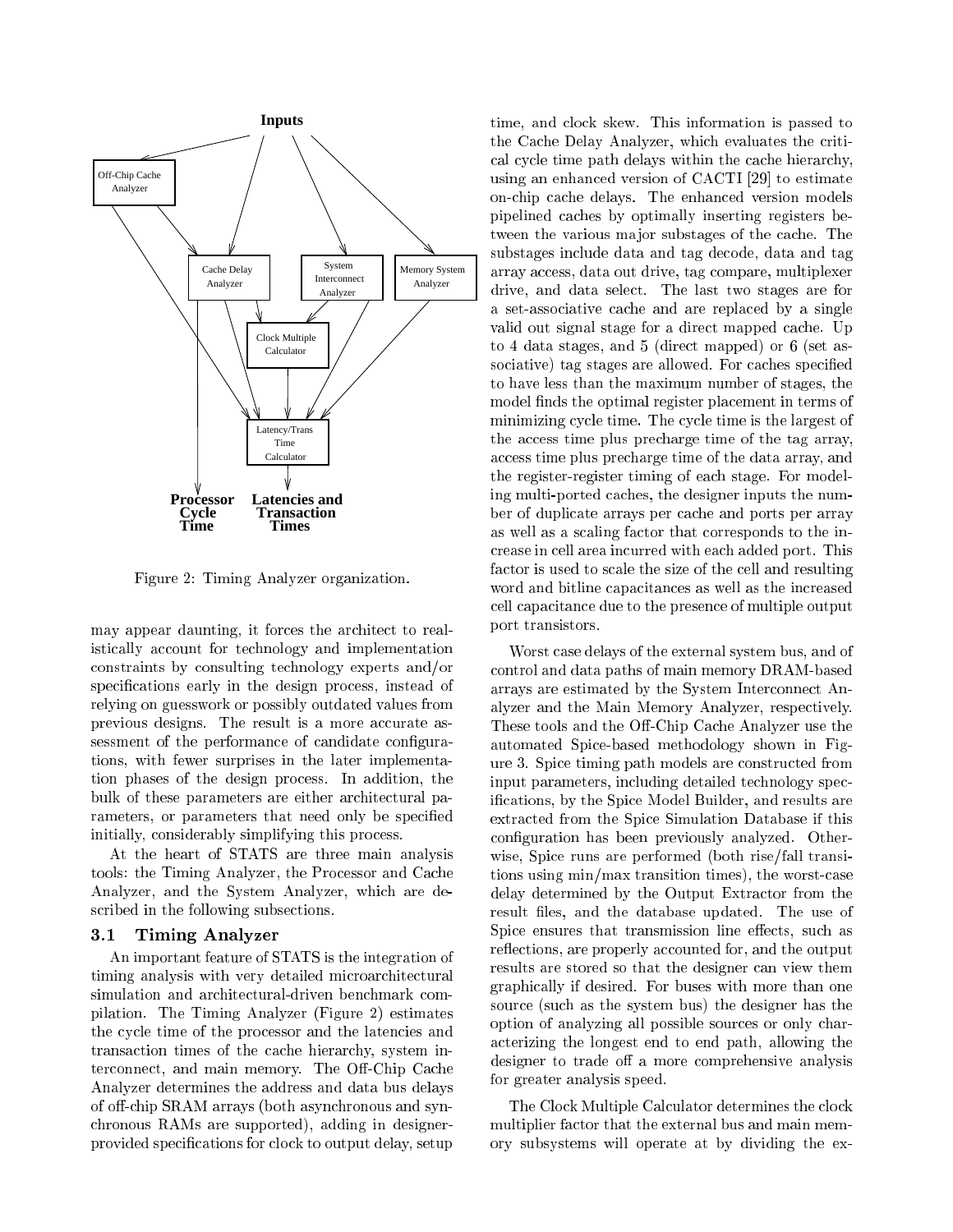Figure 2: Timing Analyzer organization.

may appear daunting, it forces the architect to realistically account for technology and implementation constraints by consulting technology experts and/or specifications early in the design process, instead of relying on guesswork or possibly outdated values from previous designs. The result is a more accurate assessment of the performance of candidate configurations, with fewer surprises in the later implementation phases of the design process. In addition, the bulk of these parameters are either architectural parameters, or parameters that need only be specified initially, considerably simplifying this process.

At the heart of STATS are three main analysis tools: the Timing Analyzer, the Processor and Cache Analyzer, and the System Analyzer, which are described in the following subsections.

### 3.1 Timing Analyzer

An important feature of STATS is the integration of timing analysis with very detailed microarchitectural simulation and architectural-driven benchmark compilation. The Timing Analyzer (Figure 2) estimates the cycle time of the processor and the latencies and transaction times of the cache hierarchy, system interconnect, and main memory. The Off-Chip Cache Analyzer determines the address and data bus delays of off-chip SRAM arrays (both asynchronous and synchronous RAMs are supported), adding in designer-provided specifications for clock to output delay, setup time, and clock skew. This information is passed to the Cache Delay Analyzer, which evaluates the critical cycle time path delays within the cache hierarchy, using an enhanced version of CACTI [29] to estimate on-chip cache delays. The enhanced version models pipelined caches by optimally inserting registers between the various major substages of the cache. The substages include data and tag decode, data and tag array access, data out drive, tag compare, multiplexer drive, and data select. The last two stages are for a set-associative cache and are replaced by a single valid out signal stage for a direct mapped cache. Up to 4 data stages, and 5 (direct mapped) or 6 (set associative) tag stages are allowed. For caches specified to have less than the maximum number of stages, the model finds the optimal register placement in terms of minimizing cycle time. The cycle time is the largest of the access time plus precharge time of the tag array, access time plus precharge time of the data array, and the register-register timing of each stage. For modeling multi-ported caches, the designer inputs the number of duplicate arrays per cache and ports per array as well as a scaling factor that corresponds to the increase in cell area incurred with each added port. This factor is used to scale the size of the cell and resulting word and bitline capacitances as well as the increased cell capacitance due to the presence of multiple output port transistors.

Worst case delays of the external system bus, and of control and data paths of main memory DRAM-based arrays are estimated by the System Interconnect Analyzer and the Main Memory Analyzer, respectively. These tools and the Off-Chip Cache Analyzer use the automated Spice-based methodology shown in Figure 3. Spice timing path models are constructed from input parameters, including detailed technology specifications, by the Spice Model Builder, and results are extracted from the Spice Simulation Database if this configuration has been previously analyzed. Otherwise, Spice runs are performed (both rise/fall transitions using min/max transition times), the worst-case delay determined by the Output Extractor from the result files, and the database updated. The use of Spice ensures that transmission line effects, such as reflections, are properly accounted for, and the output results are stored so that the designer can view them graphically if desired. For buses with more than one source (such as the system bus) the designer has the option of analyzing all possible sources or only characterizing the longest end to end path, allowing the designer to trade off a more comprehensive analysis for greater analysis speed.

The Clock Multiple Calculator determines the clock multiplier factor that the external bus and main memory subsystems will operate at by dividing the ex-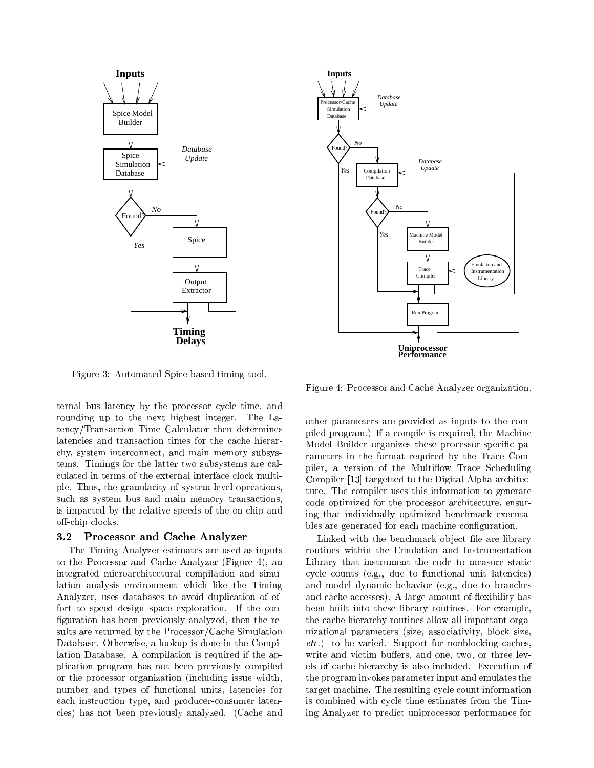Figure 3: Automated Spice-based timing tool.

Figure 4: Processor and Cache Analyzer organization.

ternal bus latency by the processor cycle time, and rounding up to the next highest integer. The Latency/Transaction Time Calculator then determines latencies and transaction times for the cache hierarchy, system interconnect, and main memory subsystems. Timings for the latter two subsystems are calculated in terms of the external interface clock multiple. Thus, the granularity of system-level operations, such as system bus and main memory transactions, is impacted by the relative speeds of the on-chip and off-chip clocks.

### 3.2 Processor and Cache Analyzer

The Timing Analyzer estimates are used as inputs to the Processor and Cache Analyzer (Figure 4), an integrated microarchitectural compilation and simulation analysis environment which like the Timing Analyzer, uses databases to avoid duplication of effort to speed design space exploration. If the configuration has been previously analyzed, then the results are returned by the Processor/Cache Simulation Database. Otherwise, a lookup is done in the Compilation Database. A compilation is required if the application program has not been previously compiled or the processor organization (including issue width, number and types of functional units, latencies for each instruction type, and producer-consumer latencies) has not been previously analyzed. (Cache and other parameters are provided as inputs to the compiled program.) If a compile is required, the Machine Model Builder organizes these processor-specific parameters in the format required by the Trace Compiler, a version of the Multiflow Trace Scheduling Compiler [13] targetted to the Digital Alpha architecture. The compiler uses this information to generate code optimized for the processor architecture, ensuring that individually optimized benchmark executables are generated for each machine configuration.

Linked with the benchmark object file are library routines within the Emulation and Instrumentation Library that instrument the code to measure static cycle counts (e.g., due to functional unit latencies) and model dynamic behavior (e.g., due to branches and cache accesses). A large amount of flexibility has been built into these library routines. For example, the cache hierarchy routines allow all important organizational parameters (size, associativity, block size, *etc.*) to be varied. Support for nonblocking caches, write and victim buffers, and one, two, or three levels of cache hierarchy is also included. Execution of the program invokes parameter input and emulates the target machine. The resulting cycle count information is combined with cycle time estimates from the Timing Analyzer to predict uniprocessor performance for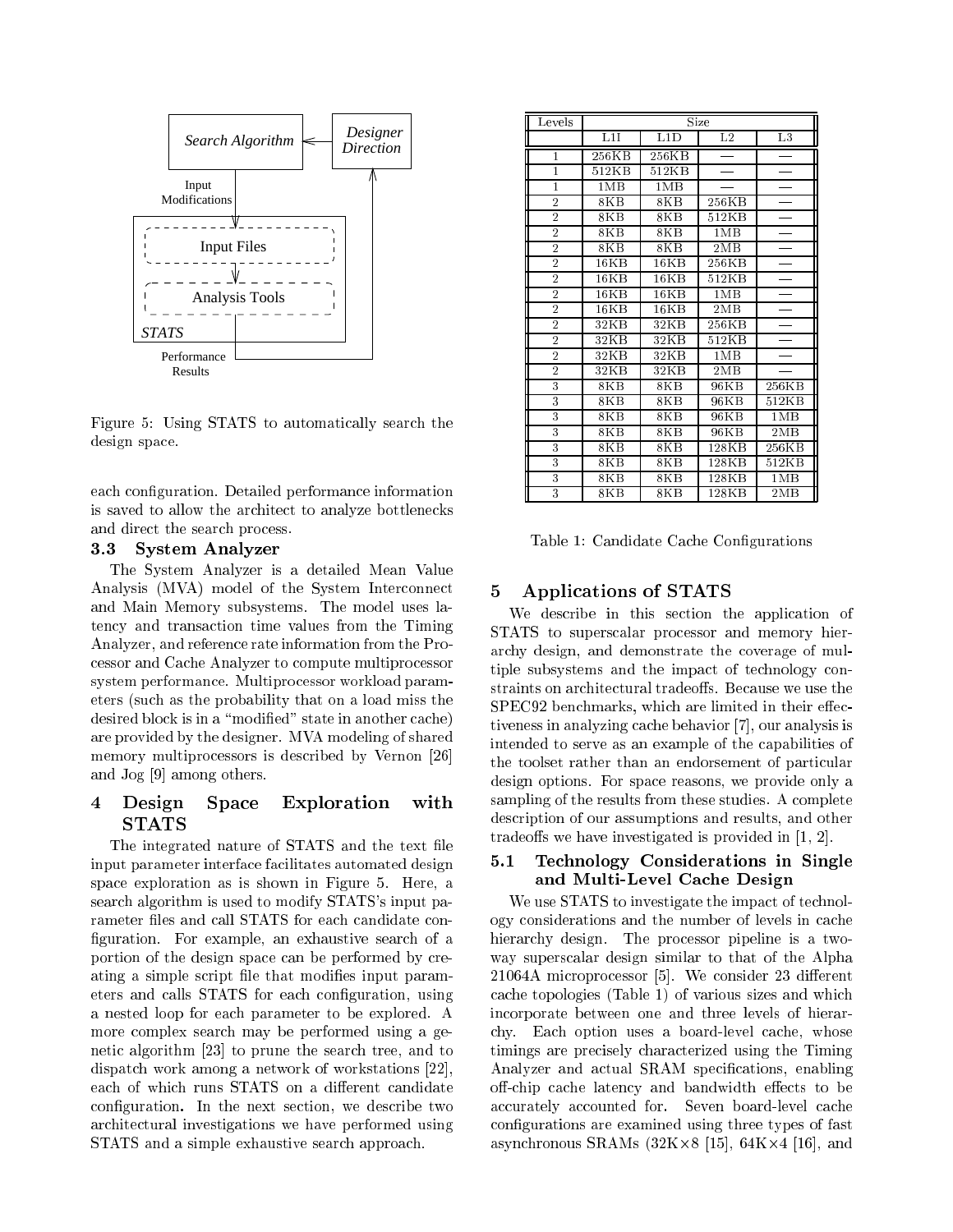Figure 5: Using STATS to automatically search the design space.

each configuration. Detailed performance information is saved to allow the architect to analyze bottlenecks and direct the search process.

### 3.3 System Analyzer

The System Analyzer is a detailed Mean Value Analysis (MVA) model of the System Interconnect and Main Memory subsystems. The model uses latency and transaction time values from the Timing Analyzer, and reference rate information from the Processor and Cache Analyzer to compute multiprocessor system performance. Multiprocessor workload parameters (such as the probability that on a load miss the desired block is in a "modified" state in another cache) are provided by the designer. MVA modeling of shared memory multiprocessors is described by Vernon [26] and Jog [9] among others.

## 4 Design Space Exploration with STATS

The integrated nature of STATS and the text file input parameter interface facilitates automated design space exploration as is shown in Figure 5. Here, a search algorithm is used to modify STATS's input parameter files and call STATS for each candidate configuration. For example, an exhaustive search of a portion of the design space can be performed by creating a simple script file that modifies input parameters and calls STATS for each configuration, using a nested loop for each parameter to be explored. A more complex search may be performed using a genetic algorithm [23] to prune the search tree, and to dispatch work among a network of workstations [22], each of which runs STATS on a different candidate configuration**.** In the next section, we describe two architectural investigations we have performed using STATS and a simple exhaustive search approach.

| Levels | Size | | | |
|---|---|---|---|---|
| | L1I | L1D | L2 | L3 |
| 1 | 256KB | 256KB | — | — |
| 1 | 512KB | 512KB | — | — |
| 1 | 1MB | 1MB | — | — |
| 2 | 8KB | 8KB | 256KB | — |
| 2 | 8KB | 8KB | 512KB | — |
| 2 | 8KB | 8KB | 1MB | — |
| 2 | 8KB | 8KB | 2MB | — |
| 2 | 16KB | 16KB | 256KB | — |
| 2 | 16KB | 16KB | 512KB | — |
| 2 | 16KB | 16KB | 1MB | — |
| 2 | 16KB | 16KB | 2MB | — |
| 2 | 32KB | 32KB | 256KB | — |
| 2 | 32KB | 32KB | 512KB | — |
| 2 | 32KB | 32KB | 1MB | — |
| 2 | 32KB | 32KB | 2MB | — |
| 3 | 8KB | 8KB | 96KB | 256KB |
| 3 | 8KB | 8KB | 96KB | 512KB |
| 3 | 8KB | 8KB | 96KB | 1MB |
| 3 | 8KB | 8KB | 96KB | 2MB |
| 3 | 8KB | 8KB | 128KB | 256KB |
| 3 | 8KB | 8KB | 128KB | 512KB |
| 3 | 8KB | 8KB | 128KB | 1MB |
| 3 | 8KB | 8KB | 128KB | 2MB |

Table 1: Candidate Cache Configurations

## 5 Applications of STATS

We describe in this section the application of STATS to superscalar processor and memory hierarchy design, and demonstrate the coverage of multiple subsystems and the impact of technology constraints on architectural tradeoffs. Because we use the SPEC92 benchmarks, which are limited in their effectiveness in analyzing cache behavior [7], our analysis is intended to serve as an example of the capabilities of the toolset rather than an endorsement of particular design options. For space reasons, we provide only a sampling of the results from these studies. A complete description of our assumptions and results, and other tradeoffs we have investigated is provided in [1, 2].

### 5.1 Technology Considerations in Single and Multi-Level Cache Design

We use STATS to investigate the impact of technology considerations and the number of levels in cache hierarchy design. The processor pipeline is a two-way superscalar design similar to that of the Alpha 21064A microprocessor [5]. We consider 23 different cache topologies (Table 1) of various sizes and which incorporate between one and three levels of hierarchy. Each option uses a board-level cache, whose timings are precisely characterized using the Timing Analyzer and actual SRAM specifications, enabling off-chip cache latency and bandwidth effects to be accurately accounted for. Seven board-level cache configurations are examined using three types of fast asynchronous SRAMs ($32K \times 8$ [15], $64K \times 4$ [16], and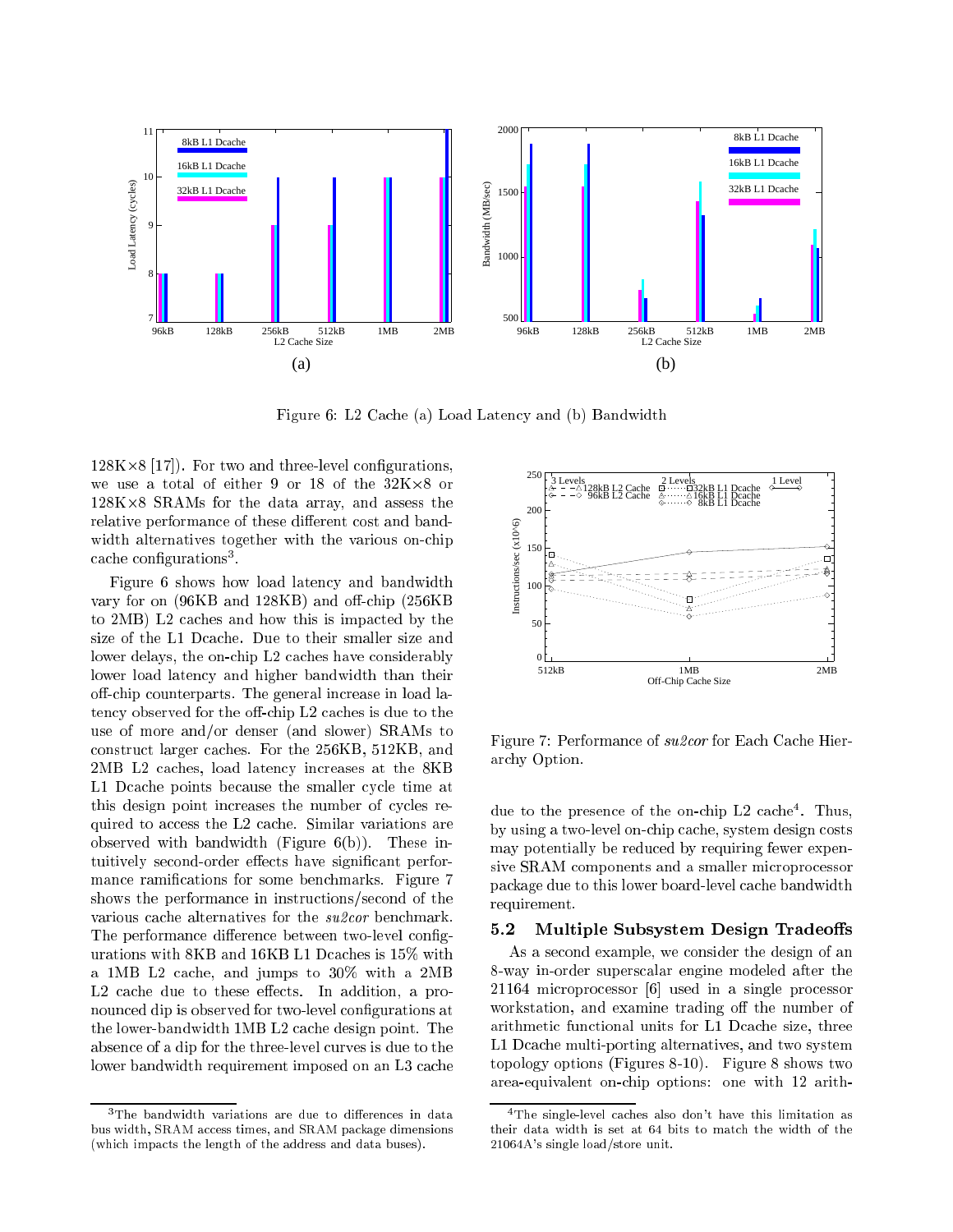Figure 6: L2 Cache (a) Load Latency and (b) Bandwidth

128K×8 [17]). For two and three-level configurations, we use a total of either 9 or 18 of the 32K×8 or 128K×8 SRAMs for the data array, and assess the relative performance of these different cost and bandwidth alternatives together with the various on-chip cache configurations[3].

Figure 6 shows how load latency and bandwidth vary for on (96KB and 128KB) and off-chip (256KB to 2MB) L2 caches and how this is impacted by the size of the L1 Dcache. Due to their smaller size and lower delays, the on-chip L2 caches have considerably lower load latency and higher bandwidth than their off-chip counterparts. The general increase in load latency observed for the off-chip L2 caches is due to the use of more and/or denser (and slower) SRAMs to construct larger caches. For the 256KB, 512KB, and 2MB L2 caches, load latency increases at the 8KB L1 Dcache points because the smaller cycle time at this design point increases the number of cycles required to access the L2 cache. Similar variations are observed with bandwidth (Figure 6(b)). These intuitively second-order effects have significant performance ramifications for some benchmarks. Figure 7 shows the performance in instructions/second of the various cache alternatives for the *su2cor* benchmark. The performance difference between two-level configurations with 8KB and 16KB L1 Dcaches is 15% with a 1MB L2 cache, and jumps to 30% with a 2MB L2 cache due to these effects. In addition, a pronounced dip is observed for two-level configurations at the lower-bandwidth 1MB L2 cache design point. The absence of a dip for the three-level curves is due to the lower bandwidth requirement imposed on an L3 cache due to the presence of the on-chip L2 cache[4]. Thus, by using a two-level on-chip cache, system design costs may potentially be reduced by requiring fewer expensive SRAM components and a smaller microprocessor package due to this lower board-level cache bandwidth requirement.

Figure 7: Performance of *su2cor* for Each Cache Hierarchy Option.

## 5.2 Multiple Subsystem Design Tradeoffs

As a second example, we consider the design of an 8-way in-order superscalar engine modeled after the 21164 microprocessor [6] used in a single processor workstation, and examine trading off the number of arithmetic functional units for L1 Dcache size, three L1 Dcache multi-porting alternatives, and two system topology options (Figures 8-10). Figure 8 shows two area-equivalent on-chip options: one with 12 arith-

[3] The bandwidth variations are due to differences in data bus width, SRAM access times, and SRAM package dimensions (which impacts the length of the address and data buses).

[4] The single-level caches also don't have this limitation as their data width is set at 64 bits to match the width of the 21064A's single load/store unit.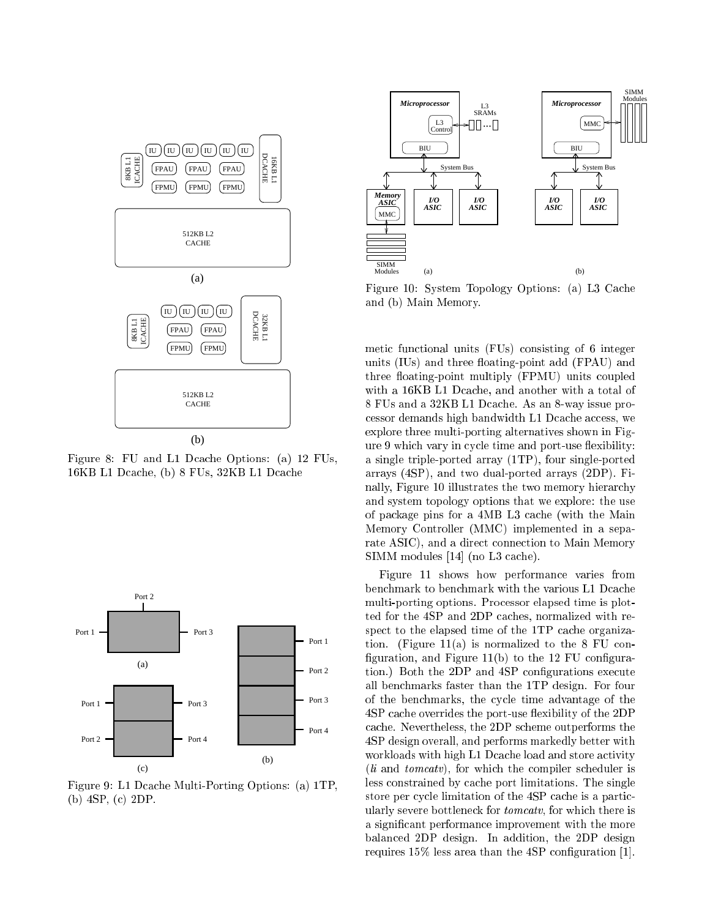Figure 8: FU and L1 Dcache Options: (a) 12 FUs, 16KB L1 Dcache, (b) 8 FUs, 32KB L1 Dcache

Figure 9: L1 Dcache Multi-Porting Options: (a) 1TP, (b) 4SP, (c) 2DP.

Figure 10: System Topology Options: (a) L3 Cache and (b) Main Memory.

metic functional units (FUs) consisting of 6 integer units (IUs) and three floating-point add (FPAU) and three floating-point multiply (FPMU) units coupled with a 16KB L1 Dcache, and another with a total of 8 FUs and a 32KB L1 Dcache. As an 8-way issue processor demands high bandwidth L1 Dcache access, we explore three multi-porting alternatives shown in Figure 9 which vary in cycle time and port-use flexibility: a single triple-ported array (1TP), four single-ported arrays (4SP), and two dual-ported arrays (2DP). Finally, Figure 10 illustrates the two memory hierarchy and system topology options that we explore: the use of package pins for a 4MB L3 cache (with the Main Memory Controller (MMC) implemented in a separate ASIC), and a direct connection to Main Memory SIMM modules [14] (no L3 cache).

Figure 11 shows how performance varies from benchmark to benchmark with the various L1 Dcache multi-porting options. Processor elapsed time is plotted for the 4SP and 2DP caches, normalized with respect to the elapsed time of the 1TP cache organization. (Figure 11(a) is normalized to the 8 FU configuration, and Figure 11(b) to the 12 FU configuration.) Both the 2DP and 4SP configurations execute all benchmarks faster than the 1TP design. For four of the benchmarks, the cycle time advantage of the 4SP cache overrides the port-use flexibility of the 2DP cache. Nevertheless, the 2DP scheme outperforms the 4SP design overall, and performs markedly better with workloads with high L1 Dcache load and store activity (*li* and *tomcatv*), for which the compiler scheduler is less constrained by cache port limitations. The single store per cycle limitation of the 4SP cache is a particularly severe bottleneck for *tomcatv*, for which there is a significant performance improvement with the more balanced 2DP design. In addition, the 2DP design requires 15% less area than the 4SP configuration [1].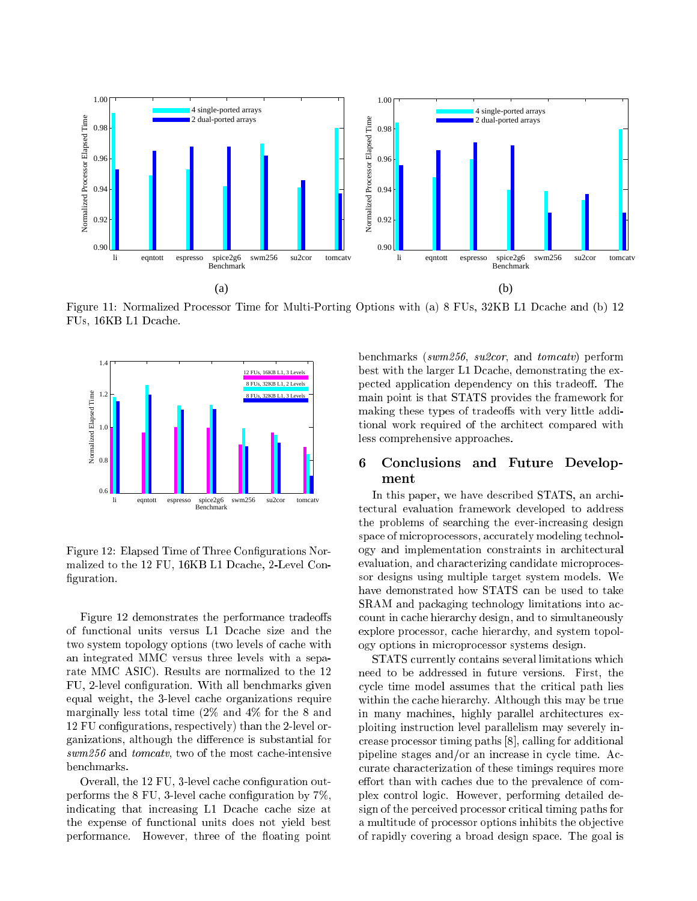Figure 11: Normalized Processor Time for Multi-Porting Options with (a) 8 FUs, 32KB L1 Dcache and (b) 12 FUs, 16KB L1 Dcache.

Figure 12: Elapsed Time of Three Configurations Normalized to the 12 FU, 16KB L1 Dcache, 2-Level Configuration.

Figure 12 demonstrates the performance tradeoffs of functional units versus L1 Dcache size and the two system topology options (two levels of cache with an integrated MMC versus three levels with a separate MMC ASIC). Results are normalized to the 12 FU, 2-level configuration. With all benchmarks given equal weight, the 3-level cache organizations require marginally less total time (2% and 4% for the 8 and 12 FU configurations, respectively) than the 2-level organizations, although the difference is substantial for *swm256* and *tomcatv*, two of the most cache-intensive benchmarks.

Overall, the 12 FU, 3-level cache configuration outperforms the 8 FU, 3-level cache configuration by 7%, indicating that increasing L1 Dcache cache size at the expense of functional units does not yield best performance. However, three of the floating point benchmarks (*swm256*, *su2cor*, and *tomcatv*) perform best with the larger L1 Dcache, demonstrating the expected application dependency on this tradeoff. The main point is that STATS provides the framework for making these types of tradeoffs with very little additional work required of the architect compared with less comprehensive approaches.

## 6 Conclusions and Future Development

In this paper, we have described STATS, an architectural evaluation framework developed to address the problems of searching the ever-increasing design space of microprocessors, accurately modeling technology and implementation constraints in architectural evaluation, and characterizing candidate microprocessor designs using multiple target system models. We have demonstrated how STATS can be used to take SRAM and packaging technology limitations into account in cache hierarchy design, and to simultaneously explore processor, cache hierarchy, and system topology options in microprocessor systems design.

STATS currently contains several limitations which need to be addressed in future versions. First, the cycle time model assumes that the critical path lies within the cache hierarchy. Although this may be true in many machines, highly parallel architectures exploiting instruction level parallelism may severely increase processor timing paths [8], calling for additional pipeline stages and/or an increase in cycle time. Accurate characterization of these timings requires more effort than with caches due to the prevalence of complex control logic. However, performing detailed design of the perceived processor critical timing paths for a multitude of processor options inhibits the objective of rapidly covering a broad design space. The goal is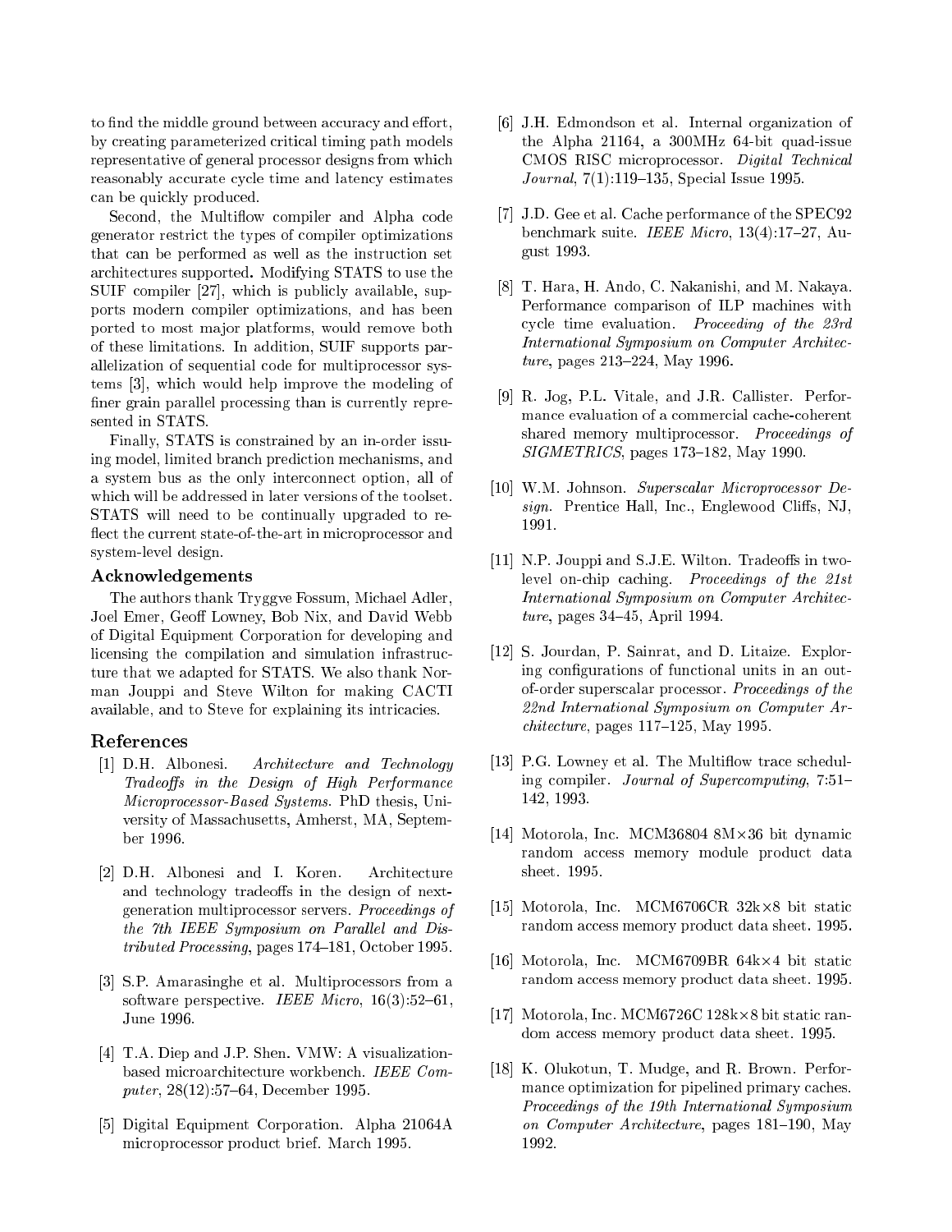to find the middle ground between accuracy and effort, by creating parameterized critical timing path models representative of general processor designs from which reasonably accurate cycle time and latency estimates can be quickly produced.

Second, the Multiflow compiler and Alpha code generator restrict the types of compiler optimizations that can be performed as well as the instruction set architectures supported. Modifying STATS to use the SUIF compiler [27], which is publicly available, supports modern compiler optimizations, and has been ported to most major platforms, would remove both of these limitations. In addition, SUIF supports parallelization of sequential code for multiprocessor systems [3], which would help improve the modeling of finer grain parallel processing than is currently represented in STATS.

Finally, STATS is constrained by an in-order issuing model, limited branch prediction mechanisms, and a system bus as the only interconnect option, all of which will be addressed in later versions of the toolset. STATS will need to be continually upgraded to reflect the current state-of-the-art in microprocessor and system-level design.

### Acknowledgements

The authors thank Tryggve Fossum, Michael Adler, Joel Emer, Geoff Lowney, Bob Nix, and David Webb of Digital Equipment Corporation for developing and licensing the compilation and simulation infrastructure that we adapted for STATS. We also thank Norman Jouppi and Steve Wilton for making CACTI available, and to Steve for explaining its intricacies.

## References

[1] D.H. Albonesi. *Architecture and Technology Tradeoffs in the Design of High Performance Microprocessor-Based Systems.* PhD thesis, University of Massachusetts, Amherst, MA, September 1996.

[2] D.H. Albonesi and I. Koren. Architecture and technology tradeoffs in the design of next-generation multiprocessor servers. *Proceedings of the 7th IEEE Symposium on Parallel and Distributed Processing*, pages 174–181, October 1995.

[3] S.P. Amarasinghe et al. Multiprocessors from a software perspective. *IEEE Micro*, 16(3):52–61, June 1996.

[4] T.A. Diep and J.P. Shen. VMW: A visualization-based microarchitecture workbench. *IEEE Computer*, 28(12):57–64, December 1995.

[5] Digital Equipment Corporation. Alpha 21064A microprocessor product brief. March 1995.

[6] J.H. Edmondson et al. Internal organization of the Alpha 21164, a 300MHz 64-bit quad-issue CMOS RISC microprocessor. *Digital Technical Journal*, 7(1):119–135, Special Issue 1995.

[7] J.D. Gee et al. Cache performance of the SPEC92 benchmark suite. *IEEE Micro*, 13(4):17–27, August 1993.

[8] T. Hara, H. Ando, C. Nakanishi, and M. Nakaya. Performance comparison of ILP machines with cycle time evaluation. *Proceeding of the 23rd International Symposium on Computer Architecture*, pages 213–224, May 1996.

[9] R. Jog, P.L. Vitale, and J.R. Callister. Performance evaluation of a commercial cache-coherent shared memory multiprocessor. *Proceedings of SIGMETRICS*, pages 173–182, May 1990.

[10] W.M. Johnson. *Superscalar Microprocessor Design.* Prentice Hall, Inc., Englewood Cliffs, NJ, 1991.

[11] N.P. Jouppi and S.J.E. Wilton. Tradeoffs in two-level on-chip caching. *Proceedings of the 21st International Symposium on Computer Architecture*, pages 34–45, April 1994.

[12] S. Jourdan, P. Sainrat, and D. Litaize. Exploring configurations of functional units in an out-of-order superscalar processor. *Proceedings of the 22nd International Symposium on Computer Architecture*, pages 117–125, May 1995.

[13] P.G. Lowney et al. The Multiflow trace scheduling compiler. *Journal of Supercomputing*, 7:51–142, 1993.

[14] Motorola, Inc. MCM36804 8M×36 bit dynamic random access memory module product data sheet. 1995.

[15] Motorola, Inc. MCM6706CR 32k×8 bit static random access memory product data sheet. 1995.

[16] Motorola, Inc. MCM6709BR 64k×4 bit static random access memory product data sheet. 1995.

[17] Motorola, Inc. MCM6726C 128k×8 bit static random access memory product data sheet. 1995.

[18] K. Olukotun, T. Mudge, and R. Brown. Performance optimization for pipelined primary caches. *Proceedings of the 19th International Symposium on Computer Architecture*, pages 181–190, May 1992.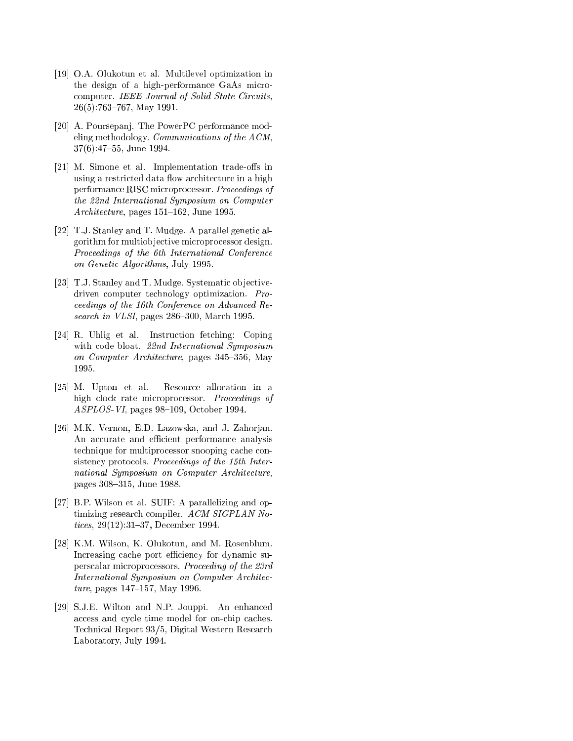[19] O.A. Olukotun et al. Multilevel optimization in the design of a high-performance GaAs microcomputer. *IEEE Journal of Solid State Circuits*, 26(5):763–767, May 1991.

[20] A. Poursepanj. The PowerPC performance modeling methodology. *Communications of the ACM*, 37(6):47–55, June 1994.

[21] M. Simone et al. Implementation trade-offs in using a restricted data flow architecture in a high performance RISC microprocessor. *Proceedings of the 22nd International Symposium on Computer Architecture*, pages 151–162, June 1995.

[22] T.J. Stanley and T. Mudge. A parallel genetic algorithm for multiobjective microprocessor design. *Proceedings of the 6th International Conference on Genetic Algorithms*, July 1995.

[23] T.J. Stanley and T. Mudge. Systematic objective-driven computer technology optimization. *Proceedings of the 16th Conference on Advanced Research in VLSI*, pages 286–300, March 1995.

[24] R. Uhlig et al. Instruction fetching: Coping with code bloat. *22nd International Symposium on Computer Architecture*, pages 345–356, May 1995.

[25] M. Upton et al. Resource allocation in a high clock rate microprocessor. *Proceedings of ASPLOS-VI*, pages 98–109, October 1994.

[26] M.K. Vernon, E.D. Lazowska, and J. Zahorjan. An accurate and efficient performance analysis technique for multiprocessor snooping cache consistency protocols. *Proceedings of the 15th International Symposium on Computer Architecture*, pages 308–315, June 1988.

[27] B.P. Wilson et al. SUIF: A parallelizing and optimizing research compiler. *ACM SIGPLAN Notices*, 29(12):31–37, December 1994.

[28] K.M. Wilson, K. Olukotun, and M. Rosenblum. Increasing cache port efficiency for dynamic superscalar microprocessors. *Proceeding of the 23rd International Symposium on Computer Architecture*, pages 147–157, May 1996.

[29] S.J.E. Wilton and N.P. Jouppi. An enhanced access and cycle time model for on-chip caches. Technical Report 93/5, Digital Western Research Laboratory, July 1994.